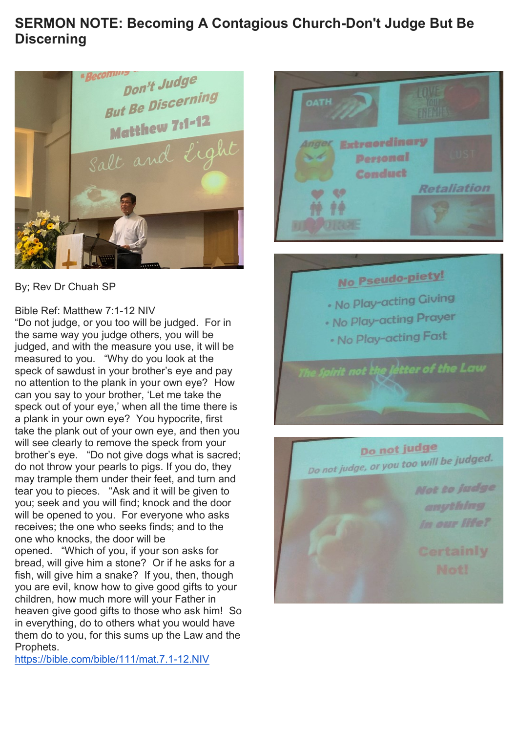# SERMON NOTE: Becoming A Contagious Church-Don't Judge But Be Discerning

By; Rev Dr Chuah SP

Bible Ref: Matthew 7:1-12 NIV

"Do not judge, or you too will be judged. For in the same way you judge others, you will be judged, and with the measure you use, it will be measured to you. "Why do you look at the speck of sawdust in your brother's eye and pay no attention to the plank in your own eye? How can you say to your brother, 'Let me take the speck out of your eye,' when all the time there is a plank in your own eye? You hypocrite, first take the plank out of your own eye, and then you will see clearly to remove the speck from your brother's eye. "Do not give dogs what is sacred; do not throw your pearls to pigs. If you do, they may trample them under their feet, and turn and tear you to pieces. "Ask and it will be given to you; seek and you will find; knock and the door will be opened to you. For everyone who asks receives; the one who seeks finds; and to the one who knocks, the door will be opened. "Which of you, if your son asks for bread, will give him a stone? Or if he asks for a fish, will give him a snake? If you, then, though you are evil, know how to give good gifts to your children, how much more will your Father in heaven give good gifts to those who ask him! So in everything, do to others what you would have them do to you, for this sums up the Law and the Prophets.

https://bible.com/bible/111/mat.7.1-12.NIV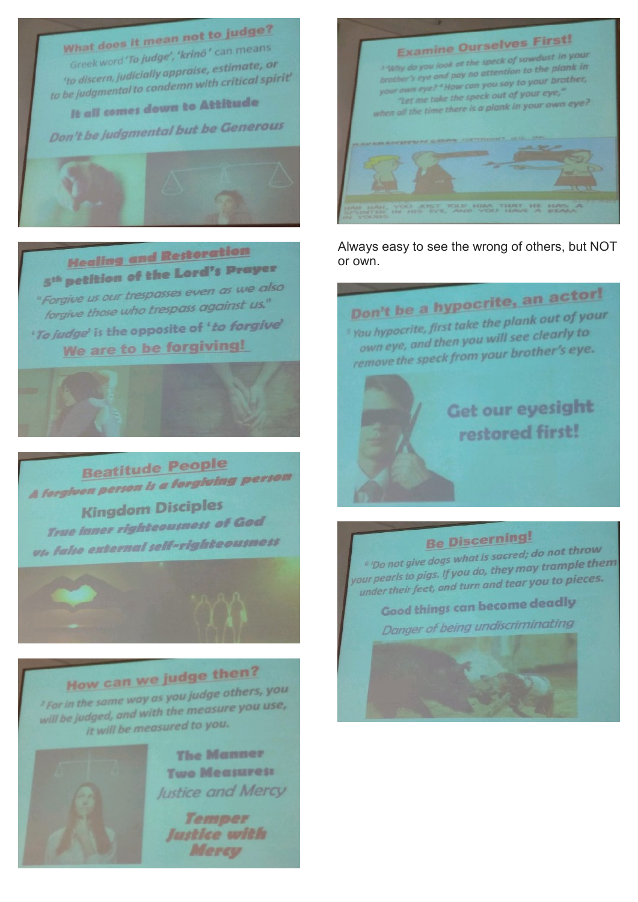## What does it mean not to judge?

Greek word '*To judge*', '*krinō*' can means '*to discern, judicially appraise, estimate, or to be judgmental to condemn with critical spirit*'

**It all comes down to Attitude**

***Don't be judgmental but be Generous***

## Examine Ourselves First!

*³ 'Why do you look at the speck of sawdust in your brother's eye and pay no attention to the plank in your own eye? ⁴ How can you say to your brother, "Let me take the speck out of your eye," when all the time there is a plank in your own eye?*

Always easy to see the wrong of others, but NOT or own.

## Healing and Restoration

**5th petition of the Lord's Prayer**

*"Forgive us our trespasses even as we also forgive those who trespass against us."*

'*To judge*' is the opposite of '*to forgive*'

**We are to be forgiving!**

## Don't be a hypocrite, an actor!

*⁵ You hypocrite, first take the plank out of your own eye, and then you will see clearly to remove the speck from your brother's eye.*

**Get our eyesight restored first!**

## Beatitude People

***A forgiven person is a forgiving person***

**Kingdom Disciples**

***True inner righteousness of God vs. false external self-righteousness***

## Be Discerning!

*⁶ 'Do not give dogs what is sacred; do not throw your pearls to pigs. If you do, they may trample them under their feet, and turn and tear you to pieces.*

**Good things can become deadly**

*Danger of being undiscriminating*

## How can we judge then?

*² For in the same way as you judge others, you will be judged, and with the measure you use, it will be measured to you.*

**The Manner**

**Two Measures:**

*Justice and Mercy*

***Temper Justice with Mercy***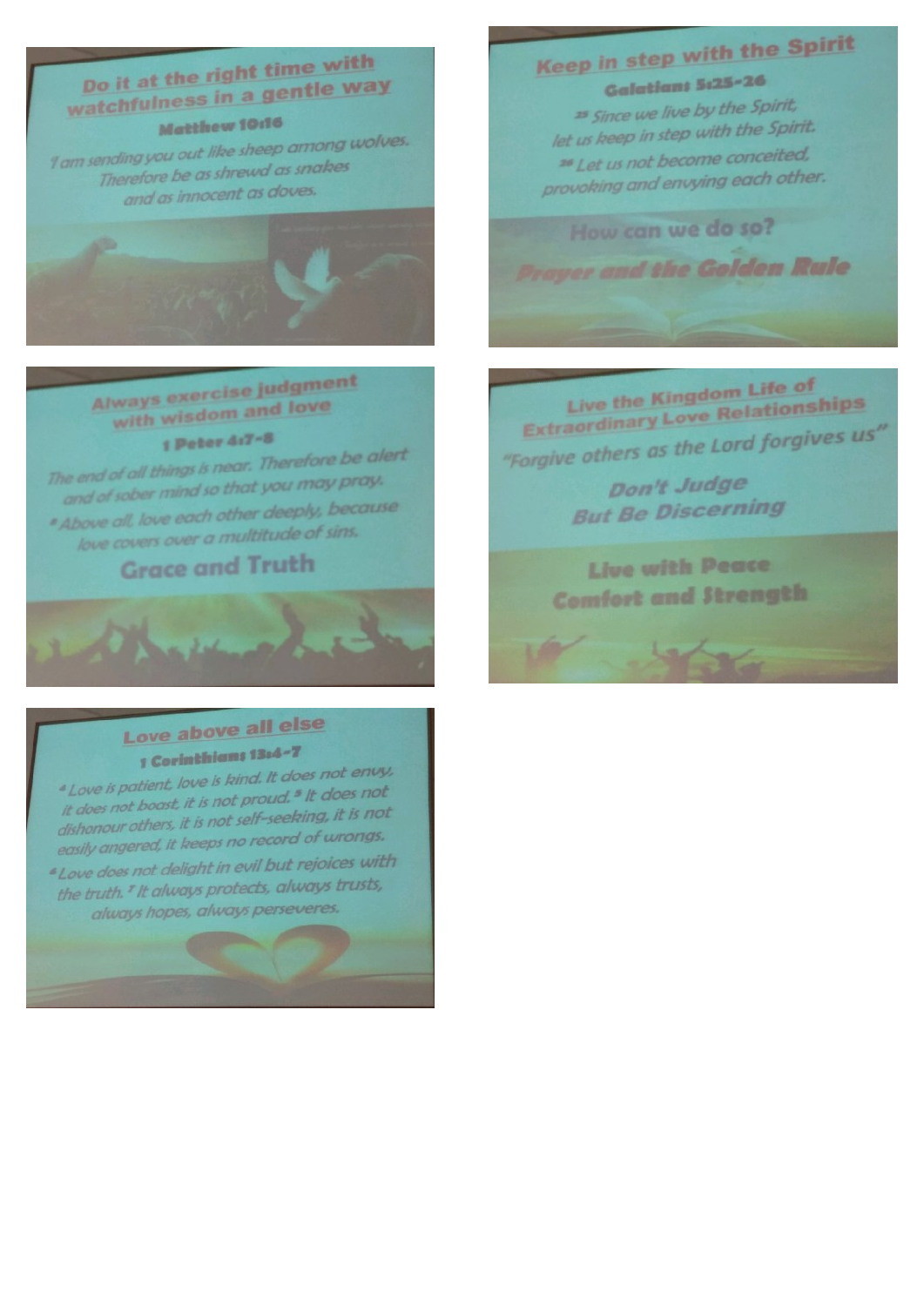## Do it at the right time with watchfulness in a gentle way

**Matthew 10:16**

*'I am sending you out like sheep among wolves. Therefore be as shrewd as snakes and as innocent as doves.*

## Keep in step with the Spirit

**Galatians 5:25-26**

*[25] Since we live by the Spirit, let us keep in step with the Spirit. [26] Let us not become conceited, provoking and envying each other.*

How can we do so?

***Prayer and the Golden Rule***

## Always exercise judgment with wisdom and love

**1 Peter 4:7-8**

*The end of all things is near. Therefore be alert and of sober mind so that you may pray. [8] Above all, love each other deeply, because love covers over a multitude of sins.*

**Grace and Truth**

## Live the Kingdom Life of Extraordinary Love Relationships

*"Forgive others as the Lord forgives us"*

***Don't Judge***
***But Be Discerning***

**Live with Peace**
**Comfort and Strength**

## Love above all else

**1 Corinthians 13:4-7**

*[4] Love is patient, love is kind. It does not envy, it does not boast, it is not proud. [5] It does not dishonour others, it is not self-seeking, it is not easily angered, it keeps no record of wrongs. [6] Love does not delight in evil but rejoices with the truth. [7] It always protects, always trusts, always hopes, always perseveres.*